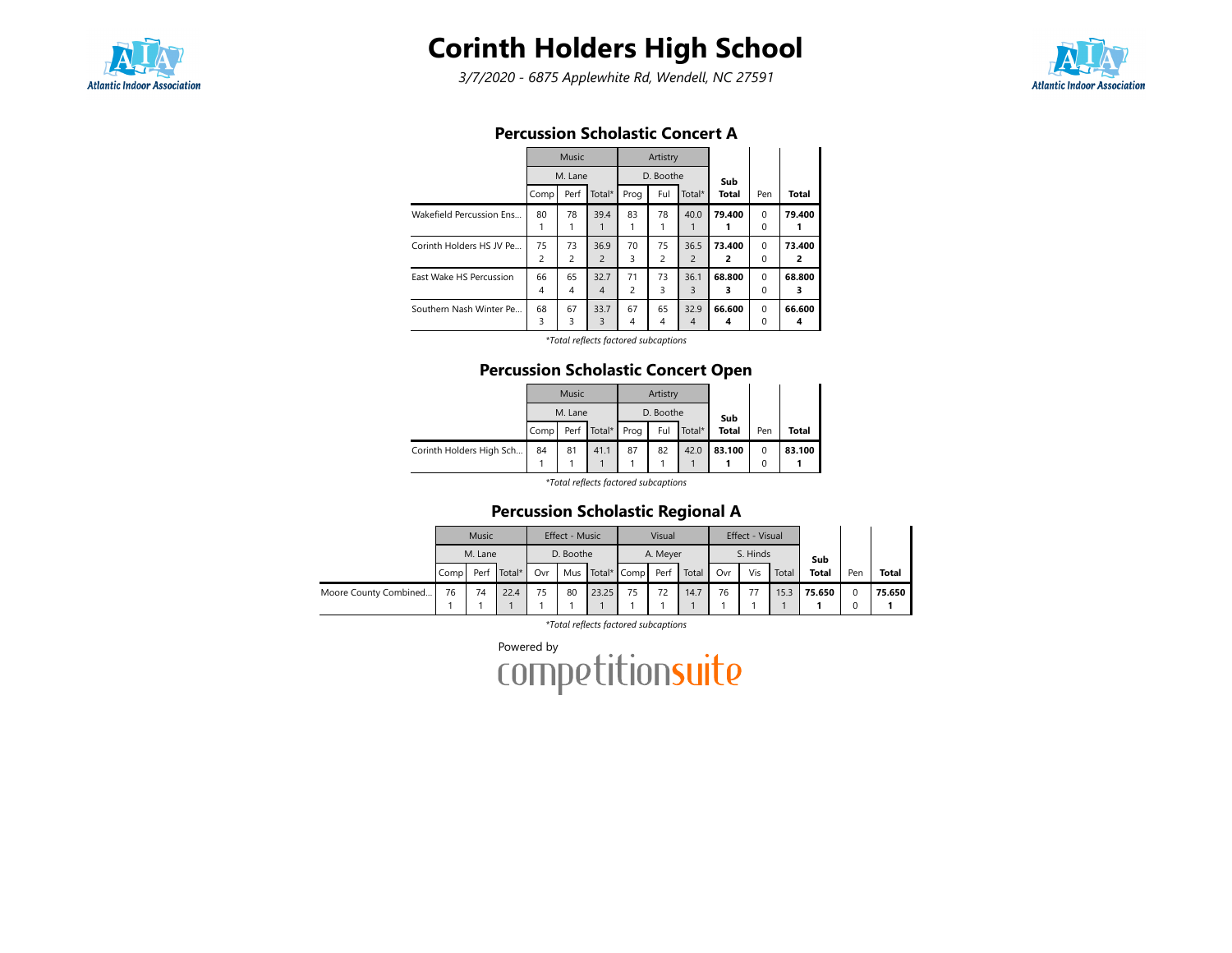# Corinth Holders High School

*3/7/2020 - 6875 Applewhite Rd, Wendell, NC 27591*

## Percussion Scholastic Concert A

| | Music | | | Artistry | | | Sub Total | Pen | Total |
|---|---|---|---|---|---|---|---|---|---|
| | M. Lane | | | D. Boothe | | | | | |
| | Comp | Perf | Total* | Prog | Ful | Total* | | | |
| Wakefield Percussion Ens... | 80<br>1 | 78<br>1 | 39.4<br>1 | 83<br>1 | 78<br>1 | 40.0<br>1 | **79.400**<br>**1** | 0<br>0 | **79.400**<br>**1** |
| Corinth Holders HS JV Pe... | 75<br>2 | 73<br>2 | 36.9<br>2 | 70<br>3 | 75<br>2 | 36.5<br>2 | **73.400**<br>**2** | 0<br>0 | **73.400**<br>**2** |
| East Wake HS Percussion | 66<br>4 | 65<br>4 | 32.7<br>4 | 71<br>2 | 73<br>3 | 36.1<br>3 | **68.800**<br>**3** | 0<br>0 | **68.800**<br>**3** |
| Southern Nash Winter Pe... | 68<br>3 | 67<br>3 | 33.7<br>3 | 67<br>4 | 65<br>4 | 32.9<br>4 | **66.600**<br>**4** | 0<br>0 | **66.600**<br>**4** |

*\*Total reflects factored subcaptions*

## Percussion Scholastic Concert Open

| | Music | | | Artistry | | | Sub Total | Pen | Total |
|---|---|---|---|---|---|---|---|---|---|
| | M. Lane | | | D. Boothe | | | | | |
| | Comp | Perf | Total* | Prog | Ful | Total* | | | |
| Corinth Holders High Sch... | 84<br>1 | 81<br>1 | 41.1<br>1 | 87<br>1 | 82<br>1 | 42.0<br>1 | **83.100**<br>**1** | 0<br>0 | **83.100**<br>**1** |

*\*Total reflects factored subcaptions*

## Percussion Scholastic Regional A

| | Music | | | Effect - Music | | | Visual | | | Effect - Visual | | | Sub Total | Pen | Total |
|---|---|---|---|---|---|---|---|---|---|---|---|---|---|---|---|
| | M. Lane | | | D. Boothe | | | A. Meyer | | | S. Hinds | | | | | |
| | Comp | Perf | Total* | Ovr | Mus | Total* | Comp | Perf | Total | Ovr | Vis | Total | | | |
| Moore County Combined... | 76<br>1 | 74<br>1 | 22.4<br>1 | 75<br>1 | 80<br>1 | 23.25<br>1 | 75<br>1 | 72<br>1 | 14.7<br>1 | 76<br>1 | 77<br>1 | 15.3<br>1 | **75.650**<br>**1** | 0<br>0 | **75.650**<br>**1** |

*\*Total reflects factored subcaptions*

Powered by competitionsuite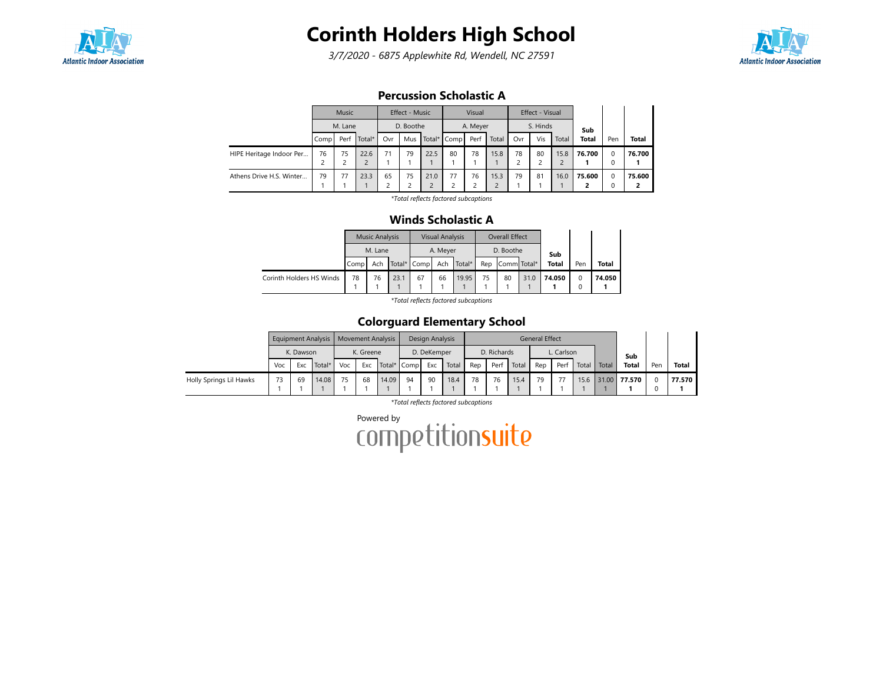# Corinth Holders High School

*3/7/2020 - 6875 Applewhite Rd, Wendell, NC 27591*

## Percussion Scholastic A

| | Music | | | Effect - Music | | | Visual | | | Effect - Visual | | | Sub Total | Pen | Total |
|---|---|---|---|---|---|---|---|---|---|---|---|---|---|---|---|
| | M. Lane | | | D. Boothe | | | A. Meyer | | | S. Hinds | | | | | |
| | Comp | Perf | Total* | Ovr | Mus | Total* | Comp | Perf | Total | Ovr | Vis | Total | | | |
| HIPE Heritage Indoor Per... | 76 2 | 75 2 | 22.6 2 | 71 1 | 79 1 | 22.5 1 | 80 1 | 78 1 | 15.8 1 | 78 2 | 80 2 | 15.8 2 | **76.700 1** | 0 0 | **76.700 1** |
| Athens Drive H.S. Winter... | 79 1 | 77 1 | 23.3 1 | 65 2 | 75 2 | 21.0 2 | 77 2 | 76 2 | 15.3 2 | 79 1 | 81 1 | 16.0 1 | **75.600 2** | 0 0 | **75.600 2** |

*Total reflects factored subcaptions

## Winds Scholastic A

| | Music Analysis | | | Visual Analysis | | | Overall Effect | | | Sub Total | Pen | Total |
|---|---|---|---|---|---|---|---|---|---|---|---|---|
| | M. Lane | | | A. Meyer | | | D. Boothe | | | | | |
| | Comp | Ach | Total* | Comp | Ach | Total* | Rep | Comm | Total* | | | |
| Corinth Holders HS Winds | 78 1 | 76 1 | 23.1 1 | 67 1 | 66 1 | 19.95 1 | 75 1 | 80 1 | 31.0 1 | **74.050 1** | 0 0 | **74.050 1** |

*Total reflects factored subcaptions

## Colorguard Elementary School

| | Equipment Analysis | | | Movement Analysis | | | Design Analysis | | | General Effect | | | | | | | Sub Total | Pen | Total |
|---|---|---|---|---|---|---|---|---|---|---|---|---|---|---|---|---|---|---|---|
| | K. Dawson | | | K. Greene | | | D. DeKemper | | | D. Richards | | | L. Carlson | | | | | | |
| | Voc | Exc | Total* | Voc | Exc | Total* | Comp | Exc | Total | Rep | Perf | Total | Rep | Perf | Total | Total | | | |
| Holly Springs Lil Hawks | 73 1 | 69 1 | 14.08 1 | 75 1 | 68 1 | 14.09 1 | 94 1 | 90 1 | 18.4 1 | 78 1 | 76 1 | 15.4 1 | 79 1 | 77 1 | 15.6 1 | 31.00 1 | **77.570 1** | 0 0 | **77.570 1** |

*Total reflects factored subcaptions

Powered by competitionsuite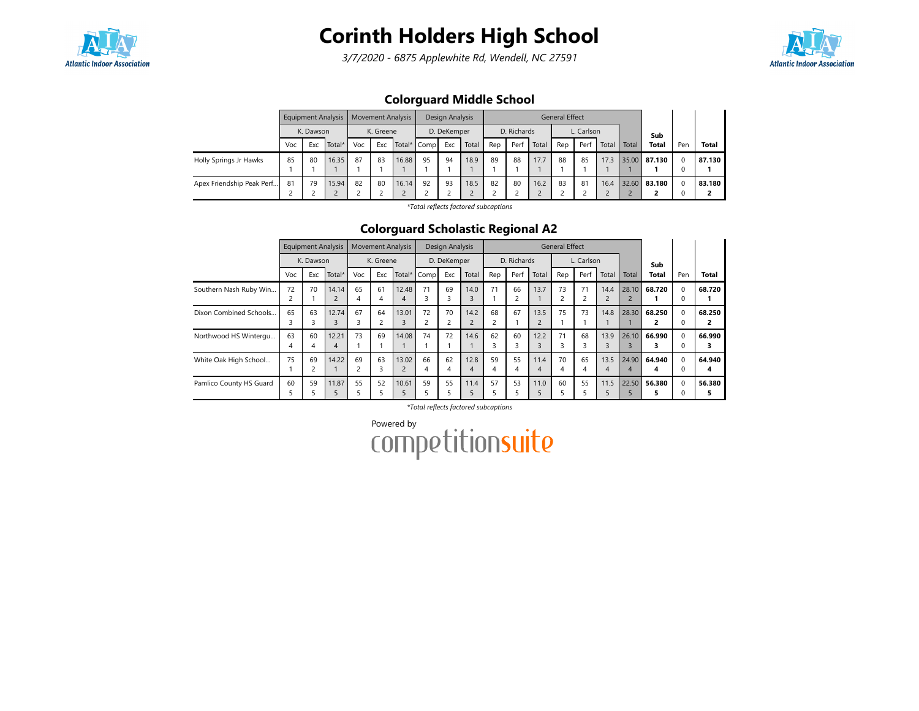# Corinth Holders High School

*3/7/2020 - 6875 Applewhite Rd, Wendell, NC 27591*

## Colorguard Middle School

| | Equipment Analysis | | | Movement Analysis | | | Design Analysis | | | General Effect | | | | | | | | | |
|---|---|---|---|---|---|---|---|---|---|---|---|---|---|---|---|---|---|---|---|
| | K. Dawson | | | K. Greene | | | D. DeKemper | | | D. Richards | | | L. Carlson | | | | Sub | | |
| | Voc | Exc | Total* | Voc | Exc | Total* | Comp | Exc | Total | Rep | Perf | Total | Rep | Perf | Total | Total | Total | Pen | Total |
| Holly Springs Jr Hawks | 85<br>1 | 80<br>1 | 16.35<br>1 | 87<br>1 | 83<br>1 | 16.88<br>1 | 95<br>1 | 94<br>1 | 18.9<br>1 | 89<br>1 | 88<br>1 | 17.7<br>1 | 88<br>1 | 85<br>1 | 17.3<br>1 | 35.00<br>1 | **87.130**<br>**1** | 0<br>0 | **87.130**<br>**1** |
| Apex Friendship Peak Perf... | 81<br>2 | 79<br>2 | 15.94<br>2 | 82<br>2 | 80<br>2 | 16.14<br>2 | 92<br>2 | 93<br>2 | 18.5<br>2 | 82<br>2 | 80<br>2 | 16.2<br>2 | 83<br>2 | 81<br>2 | 16.4<br>2 | 32.60<br>2 | **83.180**<br>**2** | 0<br>0 | **83.180**<br>**2** |

*\*Total reflects factored subcaptions*

## Colorguard Scholastic Regional A2

| | Equipment Analysis | | | Movement Analysis | | | Design Analysis | | | General Effect | | | | | | | | | |
|---|---|---|---|---|---|---|---|---|---|---|---|---|---|---|---|---|---|---|---|
| | K. Dawson | | | K. Greene | | | D. DeKemper | | | D. Richards | | | L. Carlson | | | | Sub | | |
| | Voc | Exc | Total* | Voc | Exc | Total* | Comp | Exc | Total | Rep | Perf | Total | Rep | Perf | Total | Total | Total | Pen | Total |
| Southern Nash Ruby Win... | 72<br>2 | 70<br>1 | 14.14<br>2 | 65<br>4 | 61<br>4 | 12.48<br>4 | 71<br>3 | 69<br>3 | 14.0<br>3 | 71<br>1 | 66<br>2 | 13.7<br>1 | 73<br>2 | 71<br>2 | 14.4<br>2 | 28.10<br>2 | **68.720**<br>**1** | 0<br>0 | **68.720**<br>**1** |
| Dixon Combined Schools... | 65<br>3 | 63<br>3 | 12.74<br>3 | 67<br>3 | 64<br>2 | 13.01<br>3 | 72<br>2 | 70<br>2 | 14.2<br>2 | 68<br>2 | 67<br>1 | 13.5<br>2 | 75<br>1 | 73<br>1 | 14.8<br>1 | 28.30<br>1 | **68.250**<br>**2** | 0<br>0 | **68.250**<br>**2** |
| Northwood HS Wintergu... | 63<br>4 | 60<br>4 | 12.21<br>4 | 73<br>1 | 69<br>1 | 14.08<br>1 | 74<br>1 | 72<br>1 | 14.6<br>1 | 62<br>3 | 60<br>3 | 12.2<br>3 | 71<br>3 | 68<br>3 | 13.9<br>3 | 26.10<br>3 | **66.990**<br>**3** | 0<br>0 | **66.990**<br>**3** |
| White Oak High School... | 75<br>1 | 69<br>2 | 14.22<br>1 | 69<br>2 | 63<br>3 | 13.02<br>2 | 66<br>4 | 62<br>4 | 12.8<br>4 | 59<br>4 | 55<br>4 | 11.4<br>4 | 70<br>4 | 65<br>4 | 13.5<br>4 | 24.90<br>4 | **64.940**<br>**4** | 0<br>0 | **64.940**<br>**4** |
| Pamlico County HS Guard | 60<br>5 | 59<br>5 | 11.87<br>5 | 55<br>5 | 52<br>5 | 10.61<br>5 | 59<br>5 | 55<br>5 | 11.4<br>5 | 57<br>5 | 53<br>5 | 11.0<br>5 | 60<br>5 | 55<br>5 | 11.5<br>5 | 22.50<br>5 | **56.380**<br>**5** | 0<br>0 | **56.380**<br>**5** |

*\*Total reflects factored subcaptions*

Powered by competitionsuite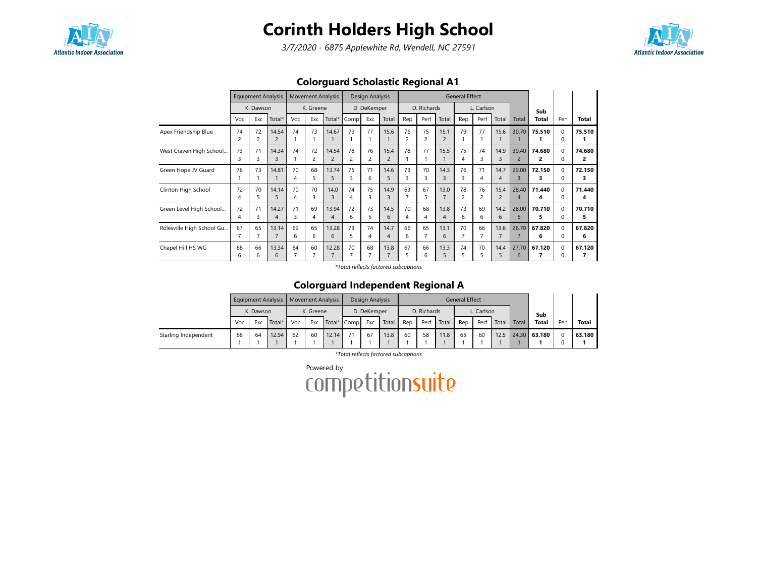# Corinth Holders High School

*3/7/2020 - 6875 Applewhite Rd, Wendell, NC 27591*

## Colorguard Scholastic Regional A1

| | Equipment Analysis | | | Movement Analysis | | | Design Analysis | | | General Effect | | | | | | | | |
|---|---|---|---|---|---|---|---|---|---|---|---|---|---|---|---|---|---|---|
| | K. Dawson | | | K. Greene | | | D. DeKemper | | | D. Richards | | | L. Carlson | | | | | | |
| | Voc | Exc | Total* | Voc | Exc | Total* | Comp | Exc | Total | Rep | Perf | Total | Rep | Perf | Total | Total | Sub Total | Pen | Total |
| Apex Friendship Blue | 74 2 | 72 2 | 14.54 2 | 74 1 | 73 1 | 14.67 1 | 79 1 | 77 1 | 15.6 1 | 76 2 | 75 2 | 15.1 2 | 79 1 | 77 1 | 15.6 1 | 30.70 1 | **75.510 1** | 0 0 | **75.510 1** |
| West Craven High School... | 73 3 | 71 3 | 14.34 3 | 74 1 | 72 2 | 14.54 2 | 78 2 | 76 2 | 15.4 2 | 78 1 | 77 1 | 15.5 1 | 75 4 | 74 3 | 14.9 3 | 30.40 2 | **74.680 2** | 0 0 | **74.680 2** |
| Green Hope JV Guard | 76 1 | 73 1 | 14.81 1 | 70 4 | 68 5 | 13.74 5 | 75 3 | 71 6 | 14.6 5 | 73 3 | 70 3 | 14.3 3 | 76 3 | 71 4 | 14.7 4 | 29.00 3 | **72.150 3** | 0 0 | **72.150 3** |
| Clinton High School | 72 4 | 70 5 | 14.14 5 | 70 4 | 70 3 | 14.0 3 | 74 4 | 75 3 | 14.9 3 | 63 7 | 67 5 | 13.0 7 | 78 2 | 76 2 | 15.4 2 | 28.40 4 | **71.440 4** | 0 0 | **71.440 4** |
| Green Level High School... | 72 4 | 71 3 | 14.27 4 | 71 3 | 69 4 | 13.94 4 | 72 6 | 73 5 | 14.5 6 | 70 4 | 68 4 | 13.8 4 | 73 6 | 69 6 | 14.2 6 | 28.00 5 | **70.710 5** | 0 0 | **70.710 5** |
| Rolesville High School Gu... | 67 7 | 65 7 | 13.14 7 | 69 6 | 65 6 | 13.28 6 | 73 5 | 74 4 | 14.7 4 | 66 6 | 65 7 | 13.1 6 | 70 7 | 66 7 | 13.6 7 | 26.70 7 | **67.820 6** | 0 0 | **67.820 6** |
| Chapel Hill HS WG | 68 6 | 66 6 | 13.34 6 | 64 7 | 60 7 | 12.28 7 | 70 7 | 68 7 | 13.8 7 | 67 5 | 66 6 | 13.3 5 | 74 5 | 70 5 | 14.4 5 | 27.70 6 | **67.120 7** | 0 0 | **67.120 7** |

*\*Total reflects factored subcaptions*

## Colorguard Independent Regional A

| | Equipment Analysis | | | Movement Analysis | | | Design Analysis | | | General Effect | | | | | | | | |
|---|---|---|---|---|---|---|---|---|---|---|---|---|---|---|---|---|---|---|
| | K. Dawson | | | K. Greene | | | D. DeKemper | | | D. Richards | | | L. Carlson | | | | | | |
| | Voc | Exc | Total* | Voc | Exc | Total* | Comp | Exc | Total | Rep | Perf | Total | Rep | Perf | Total | Total | Sub Total | Pen | Total |
| Starling Independent | 66 1 | 64 1 | 12.94 1 | 62 1 | 60 1 | 12.14 1 | 71 1 | 67 1 | 13.8 1 | 60 1 | 58 1 | 11.8 1 | 65 1 | 60 1 | 12.5 1 | 24.30 1 | **63.180 1** | 0 0 | **63.180 1** |

*\*Total reflects factored subcaptions*

Powered by competitionsuite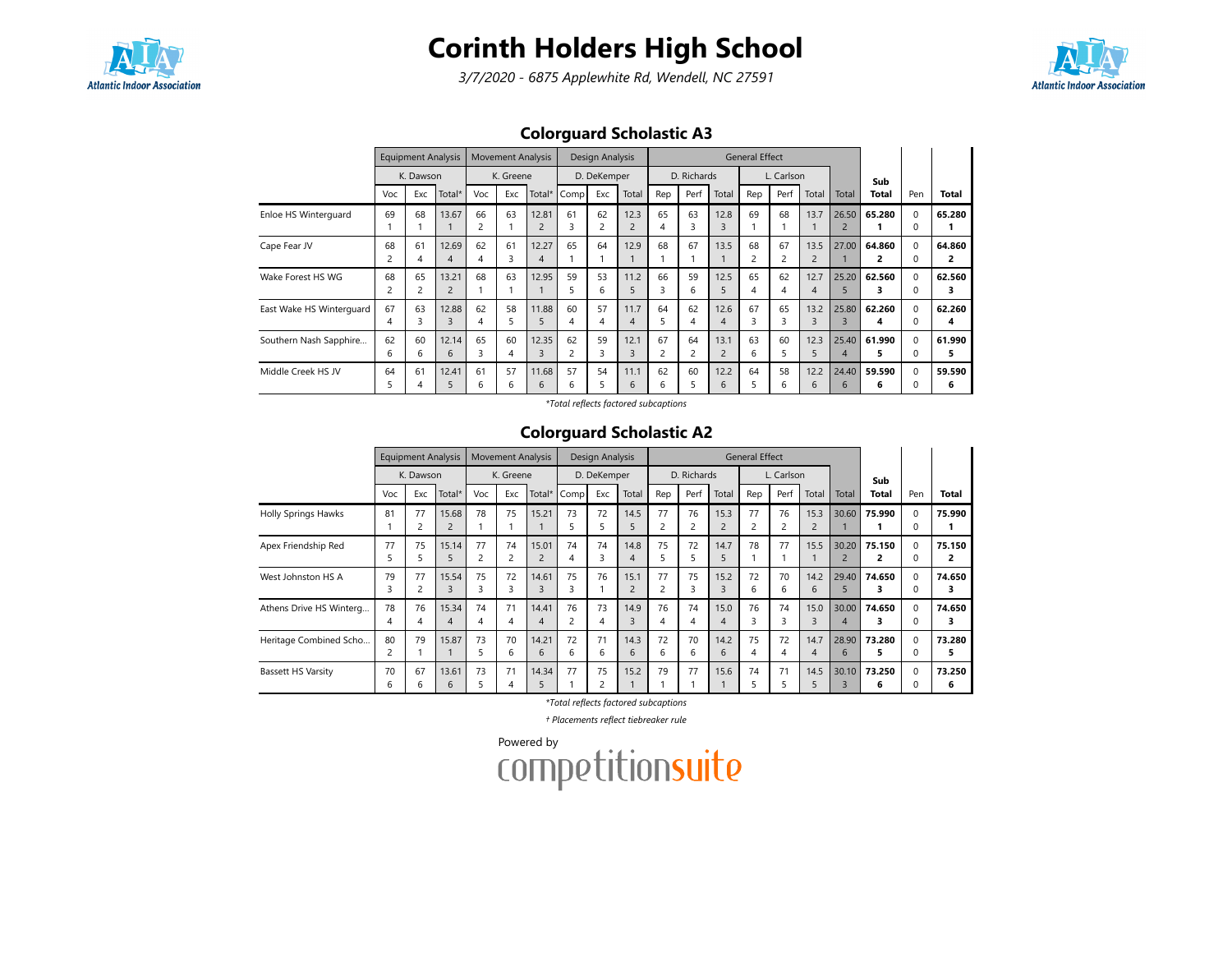# Corinth Holders High School

*3/7/2020 - 6875 Applewhite Rd, Wendell, NC 27591*

## Colorguard Scholastic A3

| | Equipment Analysis | | | Movement Analysis | | | Design Analysis | | | General Effect | | | | | | | Sub | Pen | Total |
|---|---|---|---|---|---|---|---|---|---|---|---|---|---|---|---|---|---|---|---|
| | K. Dawson | | | K. Greene | | | D. DeKemper | | | D. Richards | | | L. Carlson | | | | | | |
| | Voc | Exc | Total* | Voc | Exc | Total* | Comp | Exc | Total | Rep | Perf | Total | Rep | Perf | Total | Total | Total | | |
| Enloe HS Winterguard | 69<br>1 | 68<br>1 | 13.67<br>1 | 66<br>2 | 63<br>1 | 12.81<br>2 | 61<br>3 | 62<br>2 | 12.3<br>2 | 65<br>4 | 63<br>3 | 12.8<br>3 | 69<br>1 | 68<br>1 | 13.7<br>1 | 26.50<br>2 | **65.280**<br>**1** | 0<br>0 | **65.280**<br>**1** |
| Cape Fear JV | 68<br>2 | 61<br>4 | 12.69<br>4 | 62<br>4 | 61<br>3 | 12.27<br>4 | 65<br>1 | 64<br>1 | 12.9<br>1 | 68<br>1 | 67<br>1 | 13.5<br>1 | 68<br>2 | 67<br>2 | 13.5<br>2 | 27.00<br>1 | **64.860**<br>**2** | 0<br>0 | **64.860**<br>**2** |
| Wake Forest HS WG | 68<br>2 | 65<br>2 | 13.21<br>2 | 68<br>1 | 63<br>1 | 12.95<br>1 | 59<br>5 | 53<br>6 | 11.2<br>5 | 66<br>3 | 59<br>6 | 12.5<br>5 | 65<br>4 | 62<br>4 | 12.7<br>4 | 25.20<br>5 | **62.560**<br>**3** | 0<br>0 | **62.560**<br>**3** |
| East Wake HS Winterguard | 67<br>4 | 63<br>3 | 12.88<br>3 | 62<br>4 | 58<br>5 | 11.88<br>5 | 60<br>4 | 57<br>4 | 11.7<br>4 | 64<br>5 | 62<br>4 | 12.6<br>4 | 67<br>3 | 65<br>3 | 13.2<br>3 | 25.80<br>3 | **62.260**<br>**4** | 0<br>0 | **62.260**<br>**4** |
| Southern Nash Sapphire... | 62<br>6 | 60<br>6 | 12.14<br>6 | 65<br>3 | 60<br>4 | 12.35<br>3 | 62<br>2 | 59<br>3 | 12.1<br>3 | 67<br>2 | 64<br>2 | 13.1<br>2 | 63<br>6 | 60<br>5 | 12.3<br>5 | 25.40<br>4 | **61.990**<br>**5** | 0<br>0 | **61.990**<br>**5** |
| Middle Creek HS JV | 64<br>5 | 61<br>4 | 12.41<br>5 | 61<br>6 | 57<br>6 | 11.68<br>6 | 57<br>6 | 54<br>5 | 11.1<br>6 | 62<br>6 | 60<br>5 | 12.2<br>6 | 64<br>5 | 58<br>6 | 12.2<br>6 | 24.40<br>6 | **59.590**<br>**6** | 0<br>0 | **59.590**<br>**6** |

*\*Total reflects factored subcaptions*

## Colorguard Scholastic A2

| | Equipment Analysis | | | Movement Analysis | | | Design Analysis | | | General Effect | | | | | | | Sub | Pen | Total |
|---|---|---|---|---|---|---|---|---|---|---|---|---|---|---|---|---|---|---|---|
| | K. Dawson | | | K. Greene | | | D. DeKemper | | | D. Richards | | | L. Carlson | | | | | | |
| | Voc | Exc | Total* | Voc | Exc | Total* | Comp | Exc | Total | Rep | Perf | Total | Rep | Perf | Total | Total | Total | | |
| Holly Springs Hawks | 81<br>1 | 77<br>2 | 15.68<br>2 | 78<br>1 | 75<br>1 | 15.21<br>1 | 73<br>5 | 72<br>5 | 14.5<br>5 | 77<br>2 | 76<br>2 | 15.3<br>2 | 77<br>2 | 76<br>2 | 15.3<br>2 | 30.60<br>1 | **75.990**<br>**1** | 0<br>0 | **75.990**<br>**1** |
| Apex Friendship Red | 77<br>5 | 75<br>5 | 15.14<br>5 | 77<br>2 | 74<br>2 | 15.01<br>2 | 74<br>4 | 74<br>3 | 14.8<br>4 | 75<br>5 | 72<br>5 | 14.7<br>5 | 78<br>1 | 77<br>1 | 15.5<br>1 | 30.20<br>2 | **75.150**<br>**2** | 0<br>0 | **75.150**<br>**2** |
| West Johnston HS A | 79<br>3 | 77<br>2 | 15.54<br>3 | 75<br>3 | 72<br>3 | 14.61<br>3 | 75<br>3 | 76<br>1 | 15.1<br>2 | 77<br>2 | 75<br>3 | 15.2<br>3 | 72<br>6 | 70<br>6 | 14.2<br>6 | 29.40<br>5 | **74.650**<br>**3** | 0<br>0 | **74.650**<br>**3** |
| Athens Drive HS Winterg... | 78<br>4 | 76<br>4 | 15.34<br>4 | 74<br>4 | 71<br>4 | 14.41<br>4 | 76<br>2 | 73<br>4 | 14.9<br>3 | 76<br>4 | 74<br>4 | 15.0<br>4 | 76<br>3 | 74<br>3 | 15.0<br>3 | 30.00<br>4 | **74.650**<br>**3** | 0<br>0 | **74.650**<br>**3** |
| Heritage Combined Scho... | 80<br>2 | 79<br>1 | 15.87<br>1 | 73<br>5 | 70<br>6 | 14.21<br>6 | 72<br>6 | 71<br>6 | 14.3<br>6 | 72<br>6 | 70<br>6 | 14.2<br>6 | 75<br>4 | 72<br>4 | 14.7<br>4 | 28.90<br>6 | **73.280**<br>**5** | 0<br>0 | **73.280**<br>**5** |
| Bassett HS Varsity | 70<br>6 | 67<br>6 | 13.61<br>6 | 73<br>5 | 71<br>4 | 14.34<br>5 | 77<br>1 | 75<br>2 | 15.2<br>1 | 79<br>1 | 77<br>1 | 15.6<br>1 | 74<br>5 | 71<br>5 | 14.5<br>5 | 30.10<br>3 | **73.250**<br>**6** | 0<br>0 | **73.250**<br>**6** |

*\*Total reflects factored subcaptions*

*† Placements reflect tiebreaker rule*

Powered by competitionsuite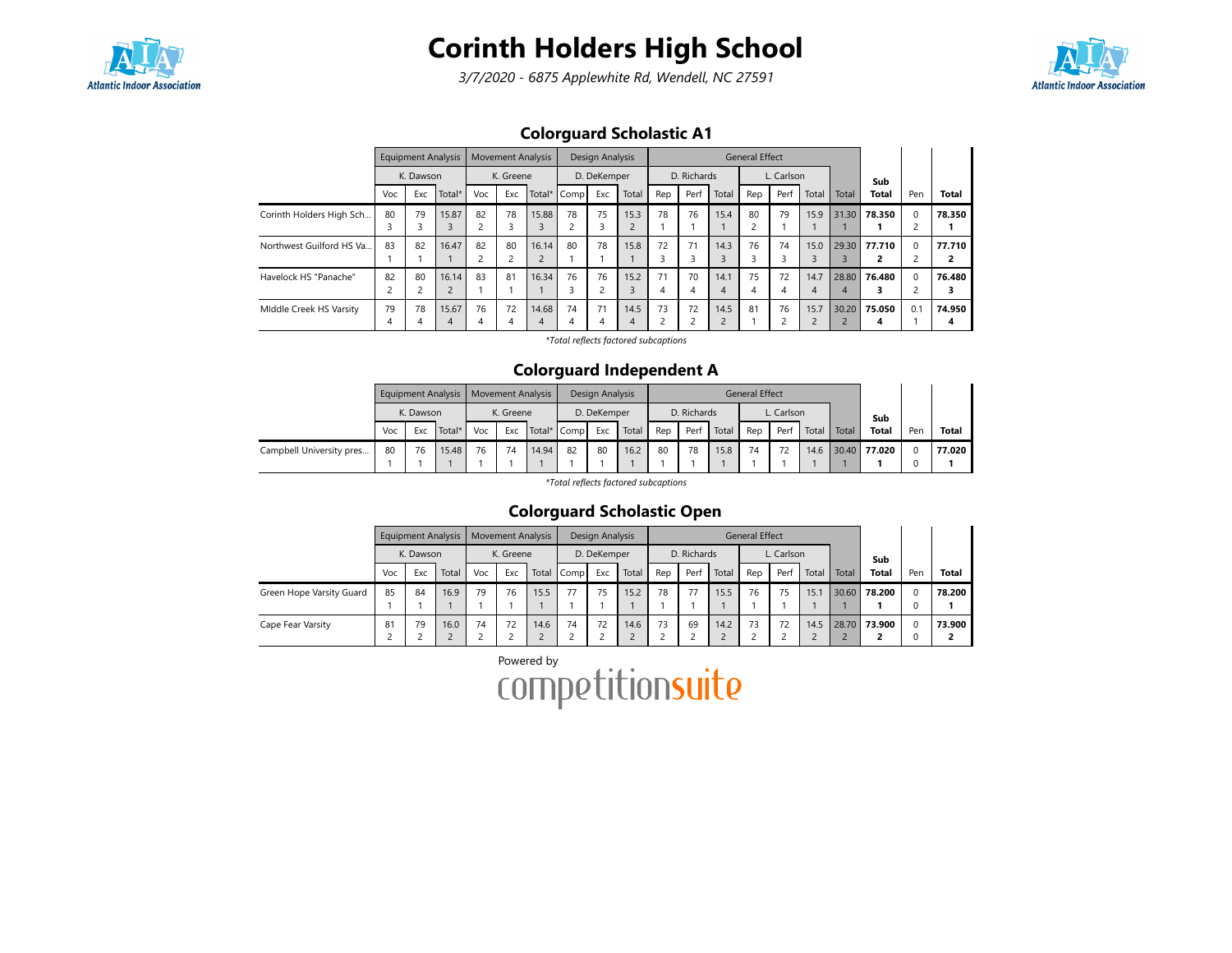# Corinth Holders High School

*3/7/2020 - 6875 Applewhite Rd, Wendell, NC 27591*

## Colorguard Scholastic A1

| | Equipment Analysis | | | Movement Analysis | | | Design Analysis | | | General Effect | | | | | | | Sub Total | Pen | Total |
|---|---|---|---|---|---|---|---|---|---|---|---|---|---|---|---|---|---|---|---|
| | K. Dawson | | | K. Greene | | | D. DeKemper | | | D. Richards | | | L. Carlson | | | | | | |
| | Voc | Exc | Total* | Voc | Exc | Total* | Comp | Exc | Total | Rep | Perf | Total | Rep | Perf | Total | Total | | | |
| Corinth Holders High Sch... | 80 3 | 79 3 | 15.87 3 | 82 2 | 78 3 | 15.88 3 | 78 2 | 75 3 | 15.3 2 | 78 1 | 76 1 | 15.4 1 | 80 2 | 79 1 | 15.9 1 | 31.30 1 | **78.350 1** | 0 2 | **78.350 1** |
| Northwest Guilford HS Va... | 83 1 | 82 1 | 16.47 1 | 82 2 | 80 2 | 16.14 2 | 80 1 | 78 1 | 15.8 1 | 72 3 | 71 3 | 14.3 3 | 76 3 | 74 3 | 15.0 3 | 29.30 3 | **77.710 2** | 0 2 | **77.710 2** |
| Havelock HS "Panache" | 82 2 | 80 2 | 16.14 2 | 83 1 | 81 1 | 16.34 1 | 76 3 | 76 2 | 15.2 3 | 71 4 | 70 4 | 14.1 4 | 75 4 | 72 4 | 14.7 4 | 28.80 4 | **76.480 3** | 0 2 | **76.480 3** |
| MIddle Creek HS Varsity | 79 4 | 78 4 | 15.67 4 | 76 4 | 72 4 | 14.68 4 | 74 4 | 71 4 | 14.5 4 | 73 2 | 72 2 | 14.5 2 | 81 1 | 76 2 | 15.7 2 | 30.20 2 | **75.050 4** | 0.1 1 | **74.950 4** |

*\*Total reflects factored subcaptions*

## Colorguard Independent A

| | Equipment Analysis | | | Movement Analysis | | | Design Analysis | | | General Effect | | | | | | | Sub Total | Pen | Total |
|---|---|---|---|---|---|---|---|---|---|---|---|---|---|---|---|---|---|---|---|
| | K. Dawson | | | K. Greene | | | D. DeKemper | | | D. Richards | | | L. Carlson | | | | | | |
| | Voc | Exc | Total* | Voc | Exc | Total* | Comp | Exc | Total | Rep | Perf | Total | Rep | Perf | Total | Total | | | |
| Campbell University pres... | 80 1 | 76 1 | 15.48 1 | 76 1 | 74 1 | 14.94 1 | 82 1 | 80 1 | 16.2 1 | 80 1 | 78 1 | 15.8 1 | 74 1 | 72 1 | 14.6 1 | 30.40 1 | **77.020 1** | 0 0 | **77.020 1** |

*\*Total reflects factored subcaptions*

## Colorguard Scholastic Open

| | Equipment Analysis | | | Movement Analysis | | | Design Analysis | | | General Effect | | | | | | | Sub Total | Pen | Total |
|---|---|---|---|---|---|---|---|---|---|---|---|---|---|---|---|---|---|---|---|
| | K. Dawson | | | K. Greene | | | D. DeKemper | | | D. Richards | | | L. Carlson | | | | | | |
| | Voc | Exc | Total | Voc | Exc | Total | Comp | Exc | Total | Rep | Perf | Total | Rep | Perf | Total | Total | | | |
| Green Hope Varsity Guard | 85 1 | 84 1 | 16.9 1 | 79 1 | 76 1 | 15.5 1 | 77 1 | 75 1 | 15.2 1 | 78 1 | 77 1 | 15.5 1 | 76 1 | 75 1 | 15.1 1 | 30.60 1 | **78.200 1** | 0 0 | **78.200 1** |
| Cape Fear Varsity | 81 2 | 79 2 | 16.0 2 | 74 2 | 72 2 | 14.6 2 | 74 2 | 72 2 | 14.6 2 | 73 2 | 69 2 | 14.2 2 | 73 2 | 72 2 | 14.5 2 | 28.70 2 | **73.900 2** | 0 0 | **73.900 2** |

Powered by competitionsuite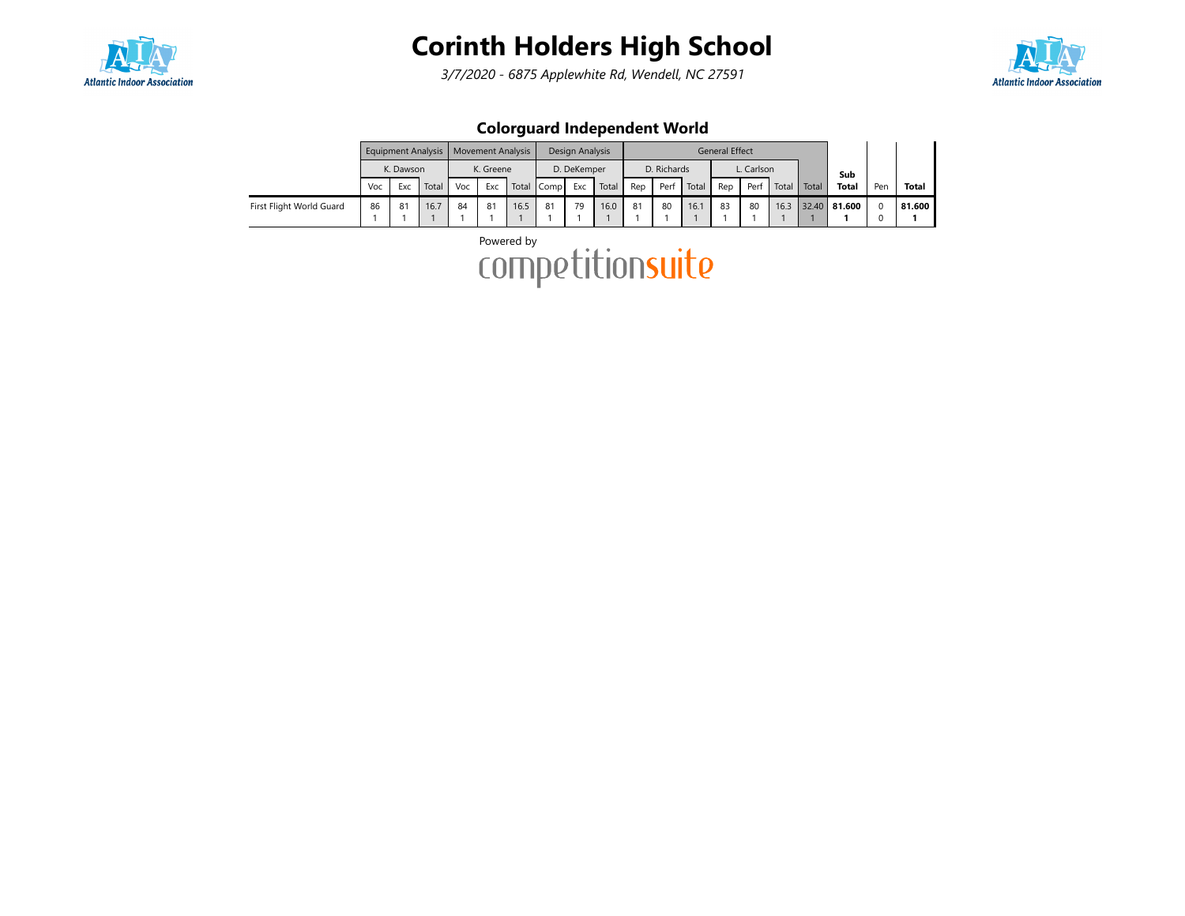# Corinth Holders High School

*3/7/2020 - 6875 Applewhite Rd, Wendell, NC 27591*

## Colorguard Independent World

| | Equipment Analysis | | | Movement Analysis | | | Design Analysis | | | General Effect | | | | | | | | | |
|---|---|---|---|---|---|---|---|---|---|---|---|---|---|---|---|---|---|---|---|
| | K. Dawson | | | K. Greene | | | D. DeKemper | | | D. Richards | | | L. Carlson | | | | | | |
| | Voc | Exc | Total | Voc | Exc | Total | Comp | Exc | Total | Rep | Perf | Total | Rep | Perf | Total | Total | Sub Total | Pen | Total |
| First Flight World Guard | 86<br>1 | 81<br>1 | 16.7<br>1 | 84<br>1 | 81<br>1 | 16.5<br>1 | 81<br>1 | 79<br>1 | 16.0<br>1 | 81<br>1 | 80<br>1 | 16.1<br>1 | 83<br>1 | 80<br>1 | 16.3<br>1 | 32.40<br>1 | **81.600**<br>**1** | 0<br>0 | **81.600**<br>**1** |

Powered by competitionsuite